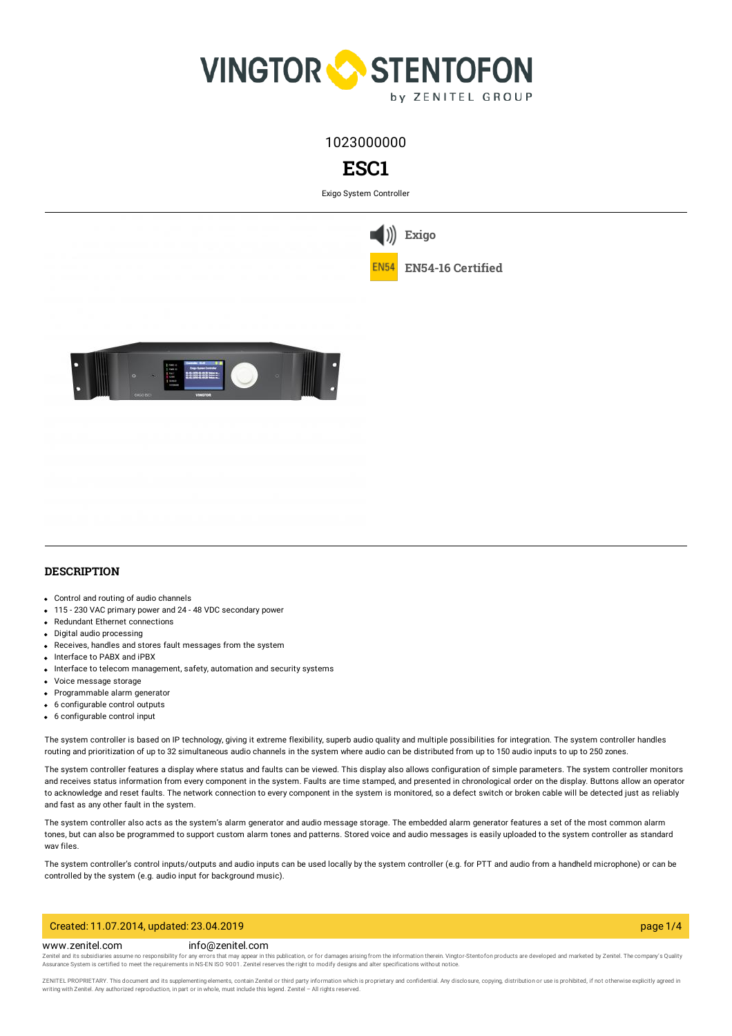1023000000

# ESC1

Exigo System Controller

Exigo

EN54-16 Certified

## DESCRIPTION

- Control and routing of audio channels
- 115 - 230 VAC primary power and 24 - 48 VDC secondary power
- Redundant Ethernet connections
- Digital audio processing
- Receives, handles and stores fault messages from the system
- Interface to PABX and iPBX
- Interface to telecom management, safety, automation and security systems
- Voice message storage
- Programmable alarm generator
- 6 configurable control outputs
- 6 configurable control input

The system controller is based on IP technology, giving it extreme flexibility, superb audio quality and multiple possibilities for integration. The system controller handles routing and prioritization of up to 32 simultaneous audio channels in the system where audio can be distributed from up to 150 audio inputs to up to 250 zones.

The system controller features a display where status and faults can be viewed. This display also allows configuration of simple parameters. The system controller monitors and receives status information from every component in the system. Faults are time stamped, and presented in chronological order on the display. Buttons allow an operator to acknowledge and reset faults. The network connection to every component in the system is monitored, so a defect switch or broken cable will be detected just as reliably and fast as any other fault in the system.

The system controller also acts as the system's alarm generator and audio message storage. The embedded alarm generator features a set of the most common alarm tones, but can also be programmed to support custom alarm tones and patterns. Stored voice and audio messages is easily uploaded to the system controller as standard wav files.

The system controller's control inputs/outputs and audio inputs can be used locally by the system controller (e.g. for PTT and audio from a handheld microphone) or can be controlled by the system (e.g. audio input for background music).

Created: 11.07.2014, updated: 23.04.2019

www.zenitel.com info@zenitel.com

Zenitel and its subsidiaries assume no responsibility for any errors that may appear in this publication, or for damages arising from the information therein. Vingtor-Stentofon products are developed and marketed by Zenitel. The company's Quality Assurance System is certified to meet the requirements in NS-EN ISO 9001. Zenitel reserves the right to modify designs and alter specifications without notice.

ZENITEL PROPRIETARY. This document and its supplementing elements, contain Zenitel or third party information which is proprietary and confidential. Any disclosure, copying, distribution or use is prohibited, if not otherwise explicitly agreed in writing with Zenitel. Any authorized reproduction, in part or in whole, must include this legend. Zenitel – All rights reserved.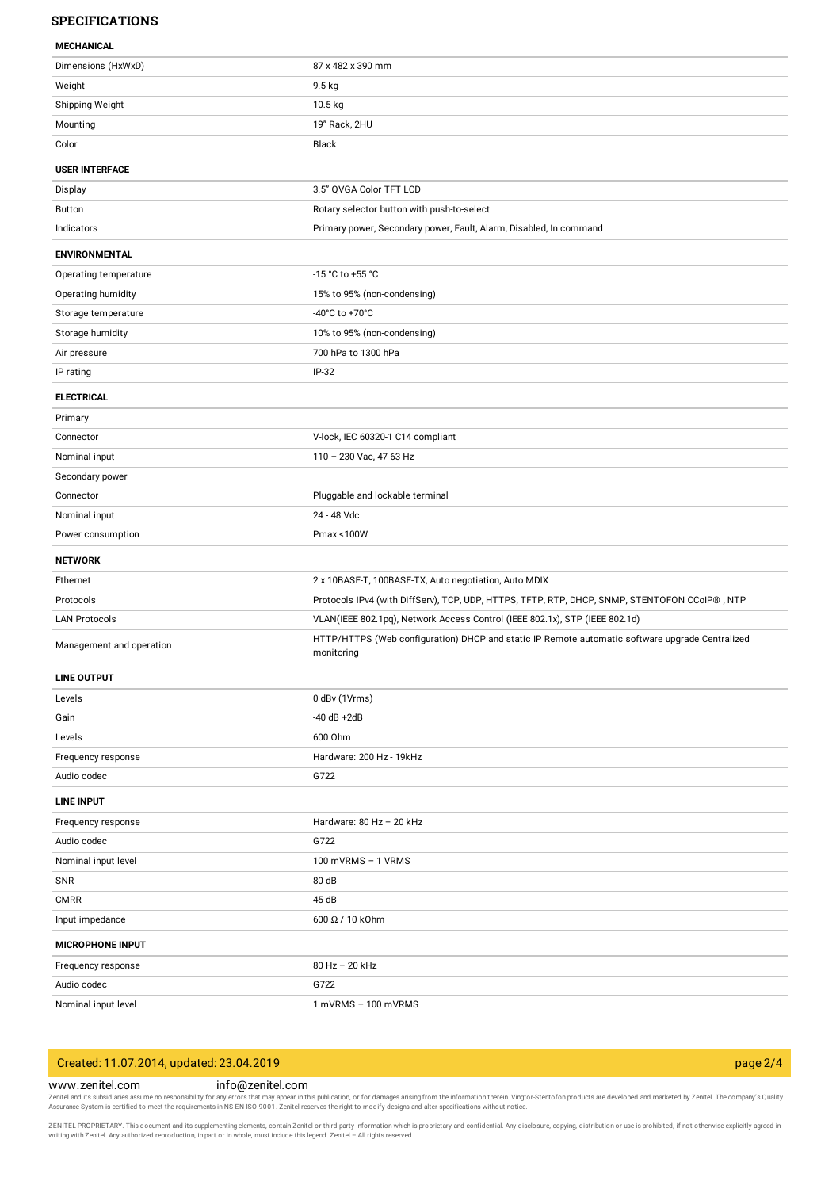## SPECIFICATIONS

### MECHANICAL

| | |
|---|---|
| Dimensions (HxWxD) | 87 x 482 x 390 mm |
| Weight | 9.5 kg |
| Shipping Weight | 10.5 kg |
| Mounting | 19" Rack, 2HU |
| Color | Black |

### USER INTERFACE

| | |
|---|---|
| Display | 3.5" QVGA Color TFT LCD |
| Button | Rotary selector button with push-to-select |
| Indicators | Primary power, Secondary power, Fault, Alarm, Disabled, In command |

### ENVIRONMENTAL

| | |
|---|---|
| Operating temperature | -15 °C to +55 °C |
| Operating humidity | 15% to 95% (non-condensing) |
| Storage temperature | -40°C to +70°C |
| Storage humidity | 10% to 95% (non-condensing) |
| Air pressure | 700 hPa to 1300 hPa |
| IP rating | IP-32 |

### ELECTRICAL

| | |
|---|---|
| Primary | |
| Connector | V-lock, IEC 60320-1 C14 compliant |
| Nominal input | 110 – 230 Vac, 47-63 Hz |
| Secondary power | |
| Connector | Pluggable and lockable terminal |
| Nominal input | 24 - 48 Vdc |
| Power consumption | Pmax <100W |

### NETWORK

| | |
|---|---|
| Ethernet | 2 x 10BASE-T, 100BASE-TX, Auto negotiation, Auto MDIX |
| Protocols | Protocols IPv4 (with DiffServ), TCP, UDP, HTTPS, TFTP, RTP, DHCP, SNMP, STENTOFON CCoIP® , NTP |
| LAN Protocols | VLAN(IEEE 802.1pq), Network Access Control (IEEE 802.1x), STP (IEEE 802.1d) |
| Management and operation | HTTP/HTTPS (Web configuration) DHCP and static IP Remote automatic software upgrade Centralized monitoring |

### LINE OUTPUT

| | |
|---|---|
| Levels | 0 dBv (1Vrms) |
| Gain | -40 dB +2dB |
| Levels | 600 Ohm |
| Frequency response | Hardware: 200 Hz - 19kHz |
| Audio codec | G722 |

### LINE INPUT

| | |
|---|---|
| Frequency response | Hardware: 80 Hz – 20 kHz |
| Audio codec | G722 |
| Nominal input level | 100 mVRMS – 1 VRMS |
| SNR | 80 dB |
| CMRR | 45 dB |
| Input impedance | 600 Ω / 10 kOhm |

### MICROPHONE INPUT

| | |
|---|---|
| Frequency response | 80 Hz – 20 kHz |
| Audio codec | G722 |
| Nominal input level | 1 mVRMS – 100 mVRMS |

Created: 11.07.2014, updated: 23.04.2019

www.zenitel.com info@zenitel.com

Zenitel and its subsidiaries assume no responsibility for any errors that may appear in this publication, or for damages arising from the information therein. Vingtor-Stentofon products are developed and marketed by Zenitel. The company's Quality Assurance System is certified to meet the requirements in NS-EN ISO 9001. Zenitel reserves the right to modify designs and alter specifications without notice.

ZENITEL PROPRIETARY. This document and its supplementing elements, contain Zenitel or third party information which is proprietary and confidential. Any disclosure, copying, distribution or use is prohibited, if not otherwise explicitly agreed in writing with Zenitel. Any authorized reproduction, in part or in whole, must include this legend. Zenitel – All rights reserved.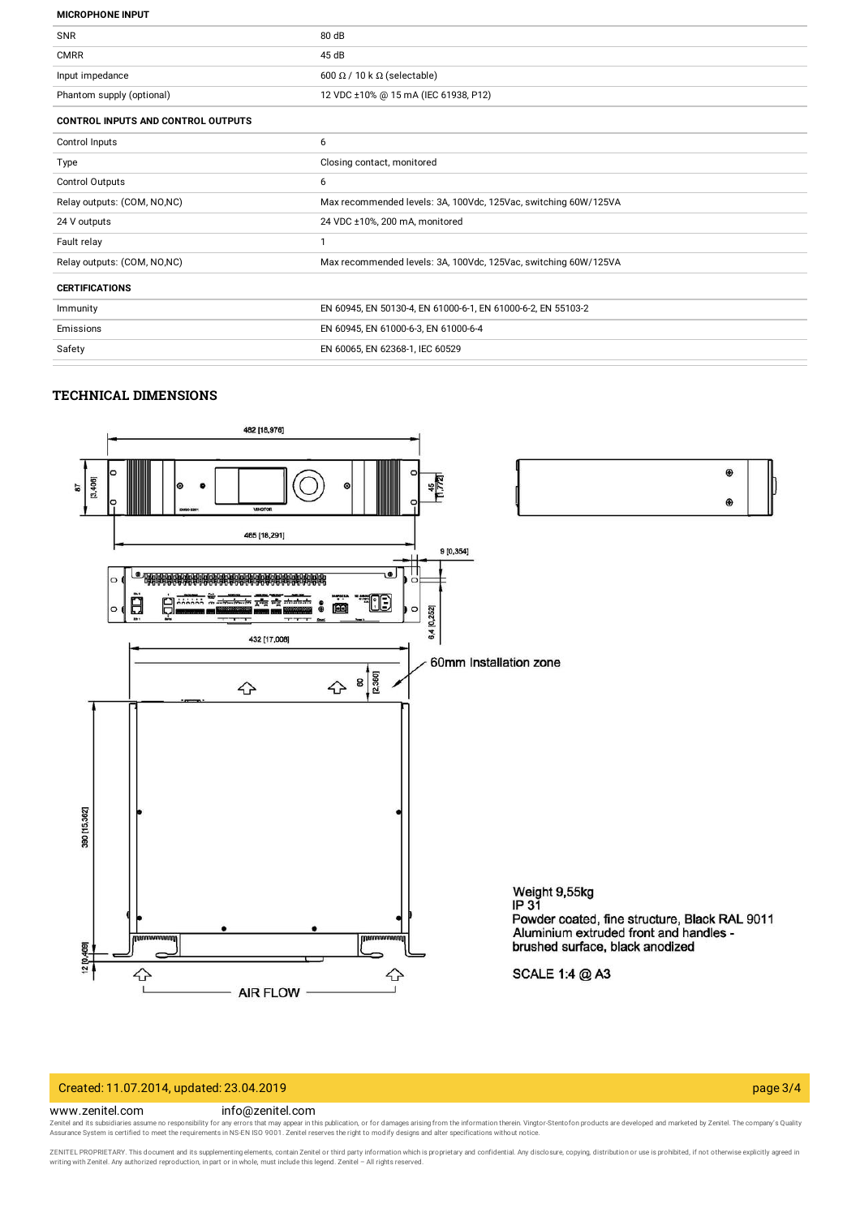| MICROPHONE INPUT | |
|---|---|
| SNR | 80 dB |
| CMRR | 45 dB |
| Input impedance | 600 Ω / 10 k Ω (selectable) |
| Phantom supply (optional) | 12 VDC ±10% @ 15 mA (IEC 61938, P12) |

| CONTROL INPUTS AND CONTROL OUTPUTS | |
|---|---|
| Control Inputs | 6 |
| Type | Closing contact, monitored |
| Control Outputs | 6 |
| Relay outputs: (COM, NO,NC) | Max recommended levels: 3A, 100Vdc, 125Vac, switching 60W/125VA |
| 24 V outputs | 24 VDC ±10%, 200 mA, monitored |
| Fault relay | 1 |
| Relay outputs: (COM, NO,NC) | Max recommended levels: 3A, 100Vdc, 125Vac, switching 60W/125VA |

| CERTIFICATIONS | |
|---|---|
| Immunity | EN 60945, EN 50130-4, EN 61000-6-1, EN 61000-6-2, EN 55103-2 |
| Emissions | EN 60945, EN 61000-6-3, EN 61000-6-4 |
| Safety | EN 60065, EN 62368-1, IEC 60529 |

## TECHNICAL DIMENSIONS

482 [18,976]

87 [3,406]

45 [1,772]

465 [18,291]

9 [0,354]

6,4 [0,252]

432 [17,008]

60mm Installation zone

60 [2,360]

390 [15,362]

12 [0,469]

AIR FLOW

Weight 9,55kg
IP 31
Powder coated, fine structure, Black RAL 9011
Aluminium extruded front and handles - brushed surface, black anodized

SCALE 1:4 @ A3

Created: 11.07.2014, updated: 23.04.2019

www.zenitel.com info@zenitel.com

Zenitel and its subsidiaries assume no responsibility for any errors that may appear in this publication, or for damages arising from the information therein. Vingtor-Stentofon products are developed and marketed by Zenitel. The company's Quality Assurance System is certified to meet the requirements in NS-EN ISO 9001. Zenitel reserves the right to modify designs and alter specifications without notice.

ZENITEL PROPRIETARY. This document and its supplementing elements, contain Zenitel or third party information which is proprietary and confidential. Any disclosure, copying, distribution or use is prohibited, if not otherwise explicitly agreed in writing with Zenitel. Any authorized reproduction, in part or in whole, must include this legend. Zenitel – All rights reserved.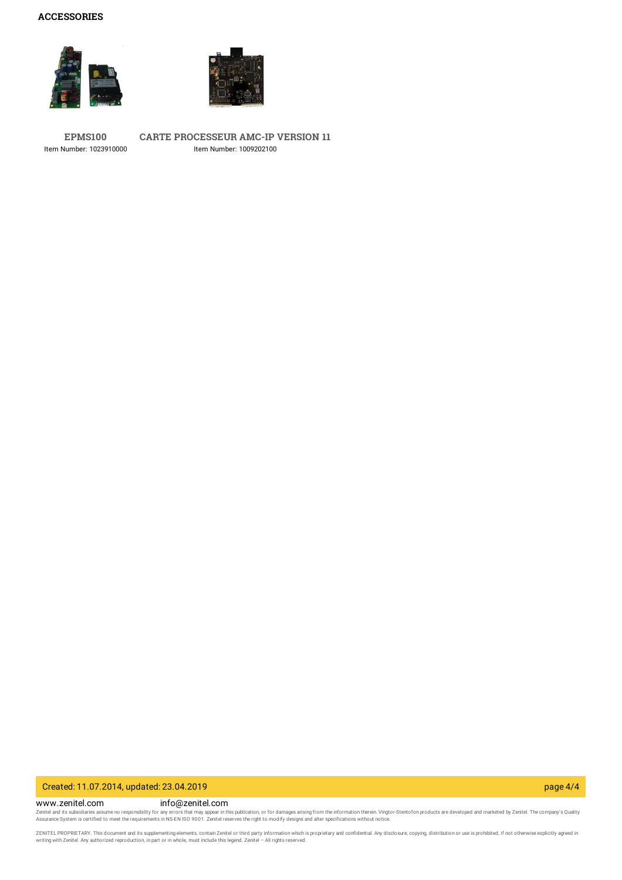## ACCESSORIES

**EPMS100**
Item Number: 1023910000

**CARTE PROCESSEUR AMC-IP VERSION 11**
Item Number: 1009202100